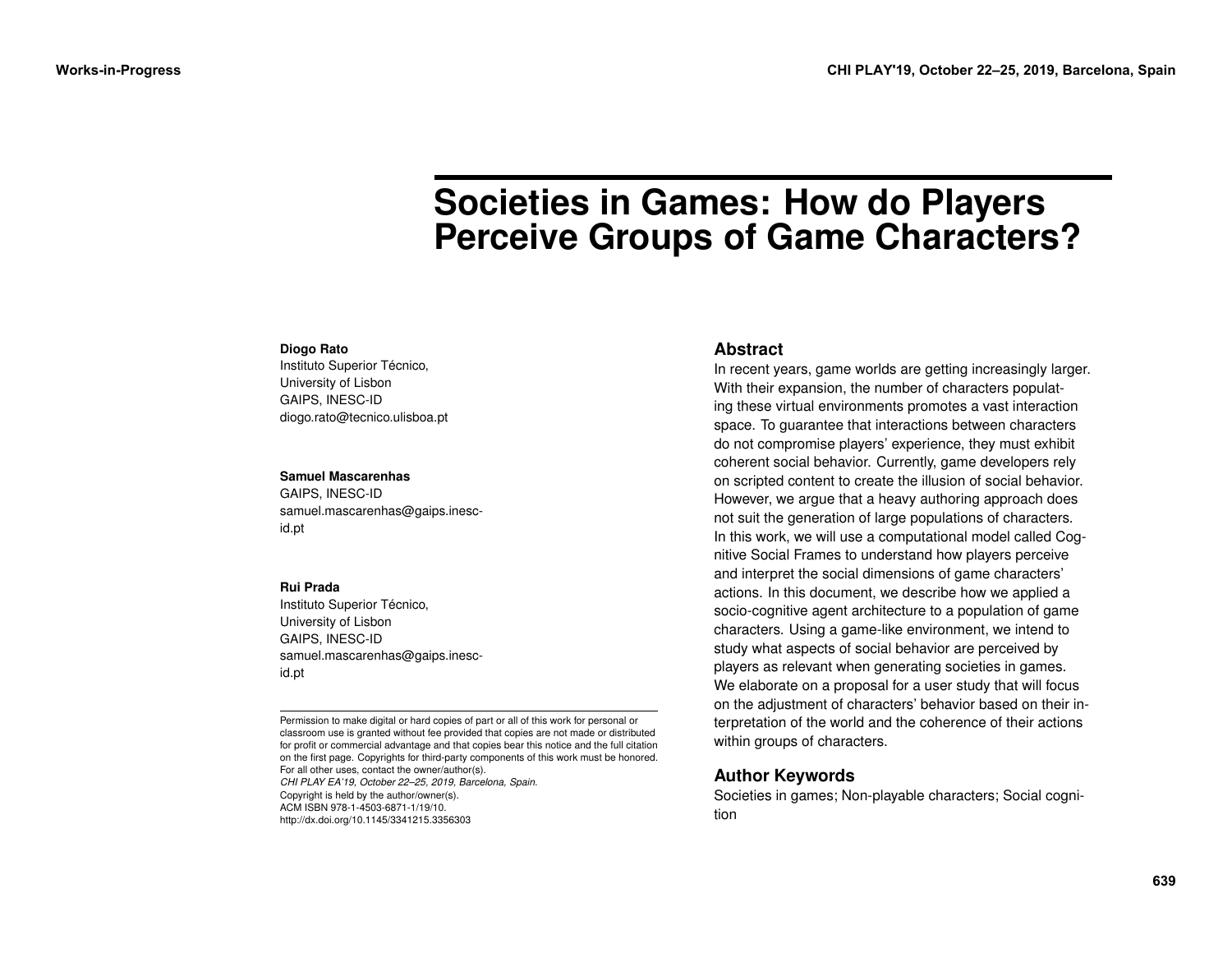# Societies in Games: How do Players Perceive Groups of Game Characters?

**Diogo Rato**
Instituto Superior Técnico,
University of Lisbon
GAIPS, INESC-ID
diogo.rato@tecnico.ulisboa.pt

**Samuel Mascarenhas**
GAIPS, INESC-ID
samuel.mascarenhas@gaips.inesc-id.pt

**Rui Prada**
Instituto Superior Técnico,
University of Lisbon
GAIPS, INESC-ID
samuel.mascarenhas@gaips.inesc-id.pt

Permission to make digital or hard copies of part or all of this work for personal or classroom use is granted without fee provided that copies are not made or distributed for profit or commercial advantage and that copies bear this notice and the full citation on the first page. Copyrights for third-party components of this work must be honored. For all other uses, contact the owner/author(s).
*CHI PLAY EA'19, October 22–25, 2019, Barcelona, Spain.*
Copyright is held by the author/owner(s).
ACM ISBN 978-1-4503-6871-1/19/10.
http://dx.doi.org/10.1145/3341215.3356303

## Abstract

In recent years, game worlds are getting increasingly larger. With their expansion, the number of characters populating these virtual environments promotes a vast interaction space. To guarantee that interactions between characters do not compromise players' experience, they must exhibit coherent social behavior. Currently, game developers rely on scripted content to create the illusion of social behavior. However, we argue that a heavy authoring approach does not suit the generation of large populations of characters. In this work, we will use a computational model called Cognitive Social Frames to understand how players perceive and interpret the social dimensions of game characters' actions. In this document, we describe how we applied a socio-cognitive agent architecture to a population of game characters. Using a game-like environment, we intend to study what aspects of social behavior are perceived by players as relevant when generating societies in games. We elaborate on a proposal for a user study that will focus on the adjustment of characters' behavior based on their interpretation of the world and the coherence of their actions within groups of characters.

## Author Keywords

Societies in games; Non-playable characters; Social cognition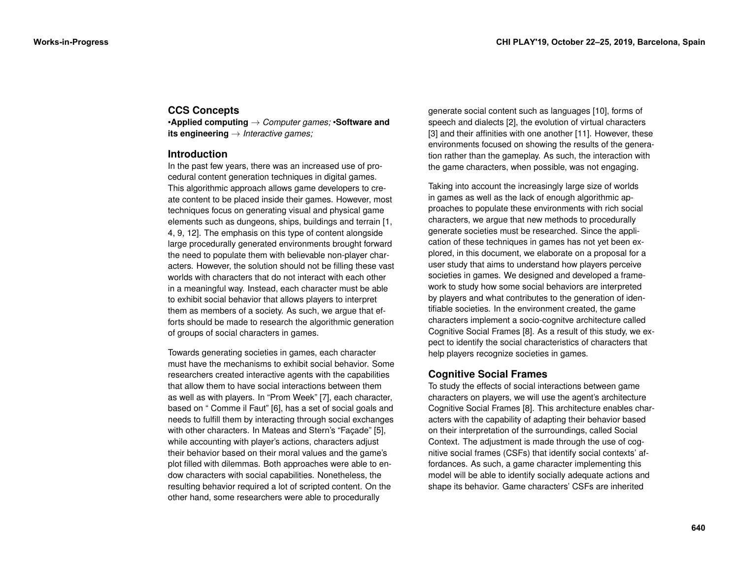## CCS Concepts

•**Applied computing** → *Computer games;* •**Software and its engineering** → *Interactive games;*

## Introduction

In the past few years, there was an increased use of procedural content generation techniques in digital games. This algorithmic approach allows game developers to create content to be placed inside their games. However, most techniques focus on generating visual and physical game elements such as dungeons, ships, buildings and terrain [1, 4, 9, 12]. The emphasis on this type of content alongside large procedurally generated environments brought forward the need to populate them with believable non-player characters. However, the solution should not be filling these vast worlds with characters that do not interact with each other in a meaningful way. Instead, each character must be able to exhibit social behavior that allows players to interpret them as members of a society. As such, we argue that efforts should be made to research the algorithmic generation of groups of social characters in games.

Towards generating societies in games, each character must have the mechanisms to exhibit social behavior. Some researchers created interactive agents with the capabilities that allow them to have social interactions between them as well as with players. In "Prom Week" [7], each character, based on " Comme il Faut" [6], has a set of social goals and needs to fulfill them by interacting through social exchanges with other characters. In Mateas and Stern's "Façade" [5], while accounting with player's actions, characters adjust their behavior based on their moral values and the game's plot filled with dilemmas. Both approaches were able to endow characters with social capabilities. Nonetheless, the resulting behavior required a lot of scripted content. On the other hand, some researchers were able to procedurally generate social content such as languages [10], forms of speech and dialects [2], the evolution of virtual characters [3] and their affinities with one another [11]. However, these environments focused on showing the results of the generation rather than the gameplay. As such, the interaction with the game characters, when possible, was not engaging.

Taking into account the increasingly large size of worlds in games as well as the lack of enough algorithmic approaches to populate these environments with rich social characters, we argue that new methods to procedurally generate societies must be researched. Since the application of these techniques in games has not yet been explored, in this document, we elaborate on a proposal for a user study that aims to understand how players perceive societies in games. We designed and developed a framework to study how some social behaviors are interpreted by players and what contributes to the generation of identifiable societies. In the environment created, the game characters implement a socio-cognitve architecture called Cognitive Social Frames [8]. As a result of this study, we expect to identify the social characteristics of characters that help players recognize societies in games.

## Cognitive Social Frames

To study the effects of social interactions between game characters on players, we will use the agent's architecture Cognitive Social Frames [8]. This architecture enables characters with the capability of adapting their behavior based on their interpretation of the surroundings, called Social Context. The adjustment is made through the use of cognitive social frames (CSFs) that identify social contexts' affordances. As such, a game character implementing this model will be able to identify socially adequate actions and shape its behavior. Game characters' CSFs are inherited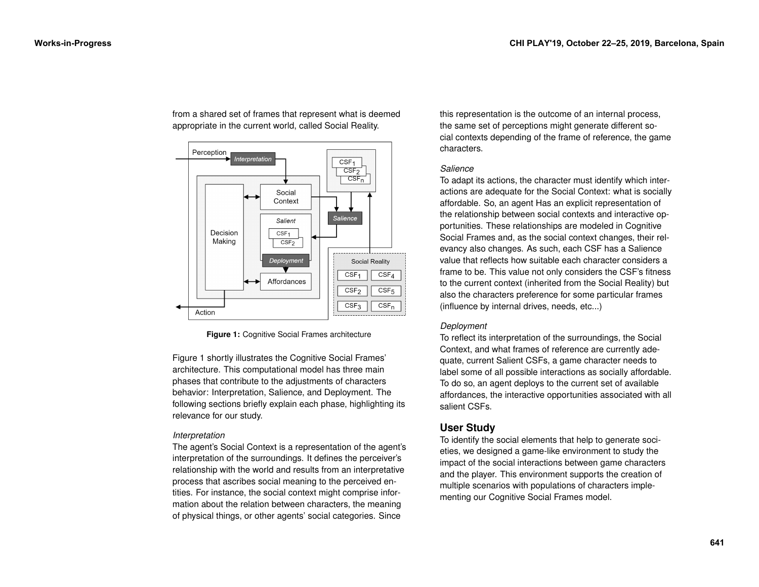from a shared set of frames that represent what is deemed appropriate in the current world, called Social Reality.

**Figure 1:** Cognitive Social Frames architecture

Figure 1 shortly illustrates the Cognitive Social Frames' architecture. This computational model has three main phases that contribute to the adjustments of characters behavior: Interpretation, Salience, and Deployment. The following sections briefly explain each phase, highlighting its relevance for our study.

*Interpretation*

The agent's Social Context is a representation of the agent's interpretation of the surroundings. It defines the perceiver's relationship with the world and results from an interpretative process that ascribes social meaning to the perceived entities. For instance, the social context might comprise information about the relation between characters, the meaning of physical things, or other agents' social categories. Since this representation is the outcome of an internal process, the same set of perceptions might generate different social contexts depending of the frame of reference, the game characters.

*Salience*

To adapt its actions, the character must identify which interactions are adequate for the Social Context: what is socially affordable. So, an agent Has an explicit representation of the relationship between social contexts and interactive opportunities. These relationships are modeled in Cognitive Social Frames and, as the social context changes, their relevancy also changes. As such, each CSF has a Salience value that reflects how suitable each character considers a frame to be. This value not only considers the CSF's fitness to the current context (inherited from the Social Reality) but also the characters preference for some particular frames (influence by internal drives, needs, etc...)

*Deployment*

To reflect its interpretation of the surroundings, the Social Context, and what frames of reference are currently adequate, current Salient CSFs, a game character needs to label some of all possible interactions as socially affordable. To do so, an agent deploys to the current set of available affordances, the interactive opportunities associated with all salient CSFs.

## User Study

To identify the social elements that help to generate societies, we designed a game-like environment to study the impact of the social interactions between game characters and the player. This environment supports the creation of multiple scenarios with populations of characters implementing our Cognitive Social Frames model.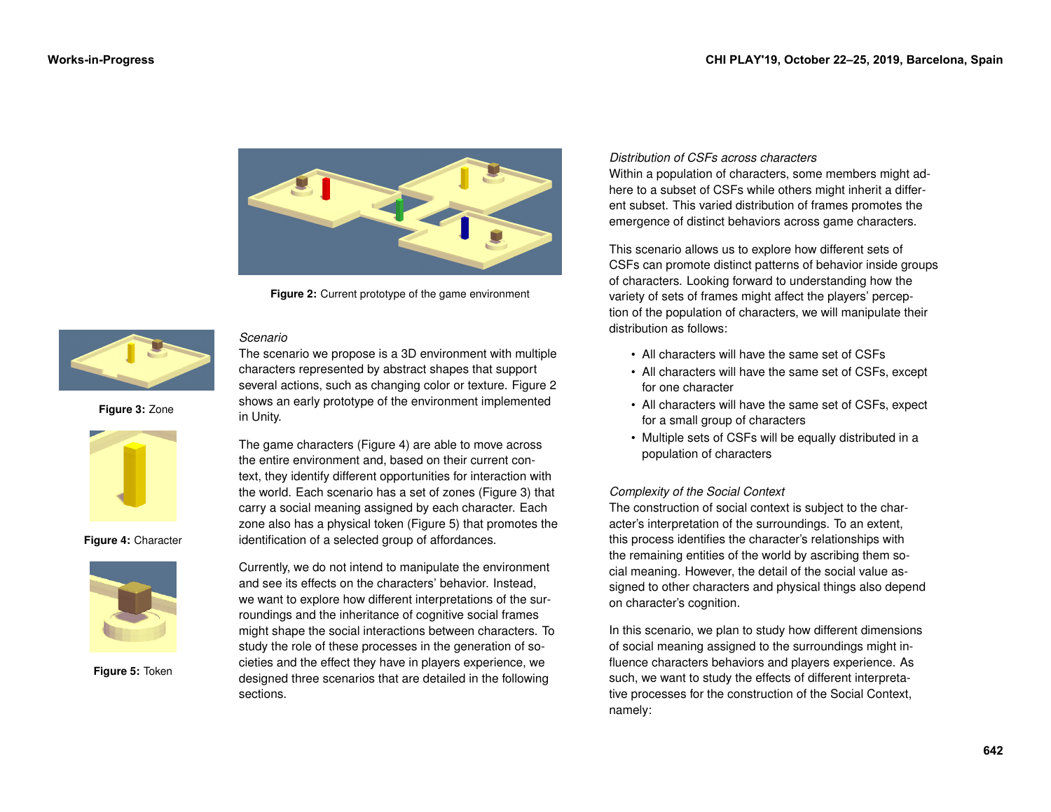Figure 2: Current prototype of the game environment

Figure 3: Zone

Figure 4: Character

Figure 5: Token

*Scenario*

The scenario we propose is a 3D environment with multiple characters represented by abstract shapes that support several actions, such as changing color or texture. Figure 2 shows an early prototype of the environment implemented in Unity.

The game characters (Figure 4) are able to move across the entire environment and, based on their current context, they identify different opportunities for interaction with the world. Each scenario has a set of zones (Figure 3) that carry a social meaning assigned by each character. Each zone also has a physical token (Figure 5) that promotes the identification of a selected group of affordances.

Currently, we do not intend to manipulate the environment and see its effects on the characters' behavior. Instead, we want to explore how different interpretations of the surroundings and the inheritance of cognitive social frames might shape the social interactions between characters. To study the role of these processes in the generation of societies and the effect they have in players experience, we designed three scenarios that are detailed in the following sections.

*Distribution of CSFs across characters*

Within a population of characters, some members might adhere to a subset of CSFs while others might inherit a different subset. This varied distribution of frames promotes the emergence of distinct behaviors across game characters.

This scenario allows us to explore how different sets of CSFs can promote distinct patterns of behavior inside groups of characters. Looking forward to understanding how the variety of sets of frames might affect the players' perception of the population of characters, we will manipulate their distribution as follows:

- All characters will have the same set of CSFs
- All characters will have the same set of CSFs, except for one character
- All characters will have the same set of CSFs, expect for a small group of characters
- Multiple sets of CSFs will be equally distributed in a population of characters

*Complexity of the Social Context*

The construction of social context is subject to the character's interpretation of the surroundings. To an extent, this process identifies the character's relationships with the remaining entities of the world by ascribing them social meaning. However, the detail of the social value assigned to other characters and physical things also depend on character's cognition.

In this scenario, we plan to study how different dimensions of social meaning assigned to the surroundings might influence characters behaviors and players experience. As such, we want to study the effects of different interpretative processes for the construction of the Social Context, namely: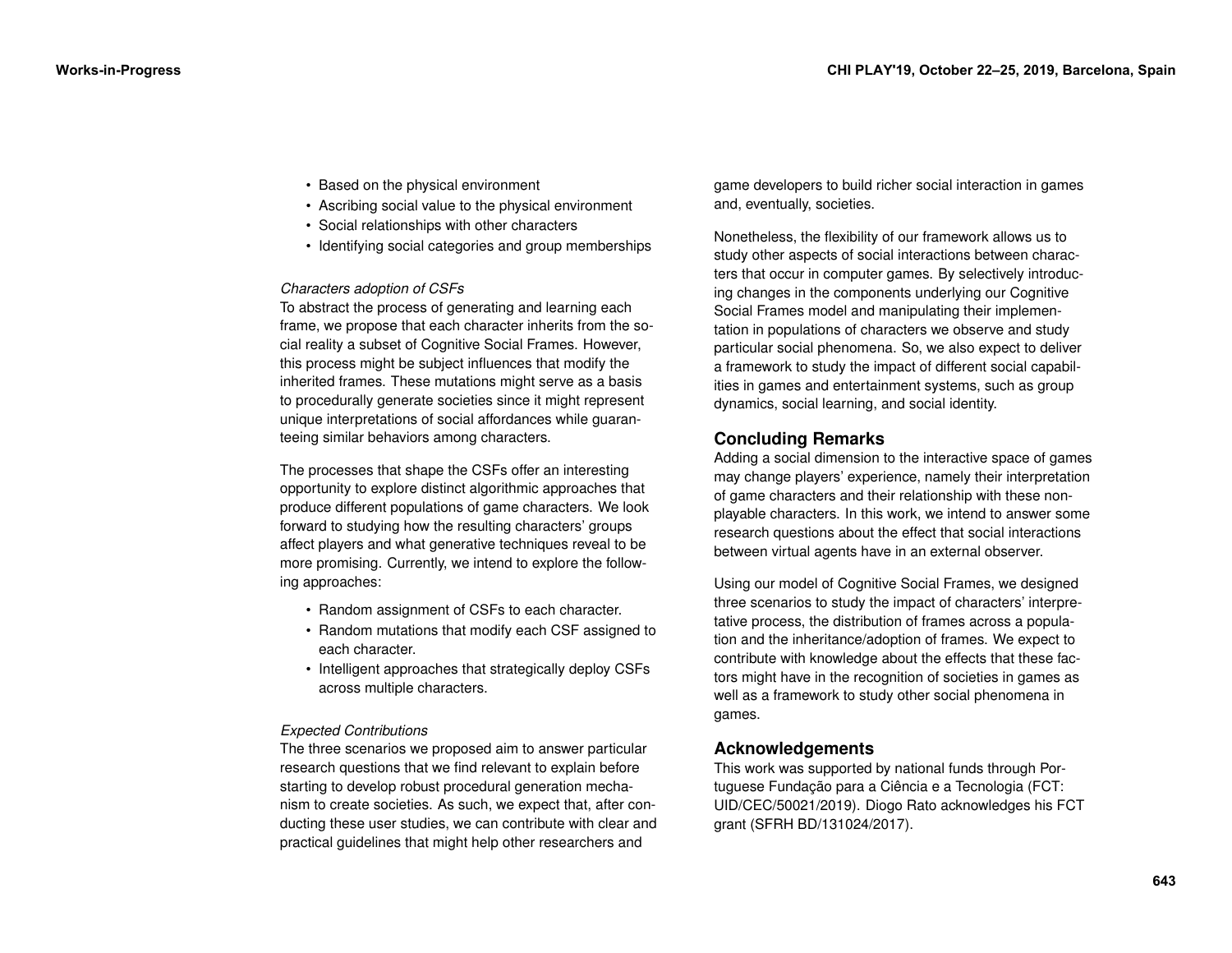- Based on the physical environment
- Ascribing social value to the physical environment
- Social relationships with other characters
- Identifying social categories and group memberships

*Characters adoption of CSFs*
To abstract the process of generating and learning each frame, we propose that each character inherits from the social reality a subset of Cognitive Social Frames. However, this process might be subject influences that modify the inherited frames. These mutations might serve as a basis to procedurally generate societies since it might represent unique interpretations of social affordances while guaranteeing similar behaviors among characters.

The processes that shape the CSFs offer an interesting opportunity to explore distinct algorithmic approaches that produce different populations of game characters. We look forward to studying how the resulting characters' groups affect players and what generative techniques reveal to be more promising. Currently, we intend to explore the following approaches:

- Random assignment of CSFs to each character.
- Random mutations that modify each CSF assigned to each character.
- Intelligent approaches that strategically deploy CSFs across multiple characters.

*Expected Contributions*
The three scenarios we proposed aim to answer particular research questions that we find relevant to explain before starting to develop robust procedural generation mechanism to create societies. As such, we expect that, after conducting these user studies, we can contribute with clear and practical guidelines that might help other researchers and game developers to build richer social interaction in games and, eventually, societies.

Nonetheless, the flexibility of our framework allows us to study other aspects of social interactions between characters that occur in computer games. By selectively introducing changes in the components underlying our Cognitive Social Frames model and manipulating their implementation in populations of characters we observe and study particular social phenomena. So, we also expect to deliver a framework to study the impact of different social capabilities in games and entertainment systems, such as group dynamics, social learning, and social identity.

## Concluding Remarks

Adding a social dimension to the interactive space of games may change players' experience, namely their interpretation of game characters and their relationship with these non-playable characters. In this work, we intend to answer some research questions about the effect that social interactions between virtual agents have in an external observer.

Using our model of Cognitive Social Frames, we designed three scenarios to study the impact of characters' interpretative process, the distribution of frames across a population and the inheritance/adoption of frames. We expect to contribute with knowledge about the effects that these factors might have in the recognition of societies in games as well as a framework to study other social phenomena in games.

## Acknowledgements

This work was supported by national funds through Portuguese Fundação para a Ciência e a Tecnologia (FCT: UID/CEC/50021/2019). Diogo Rato acknowledges his FCT grant (SFRH BD/131024/2017).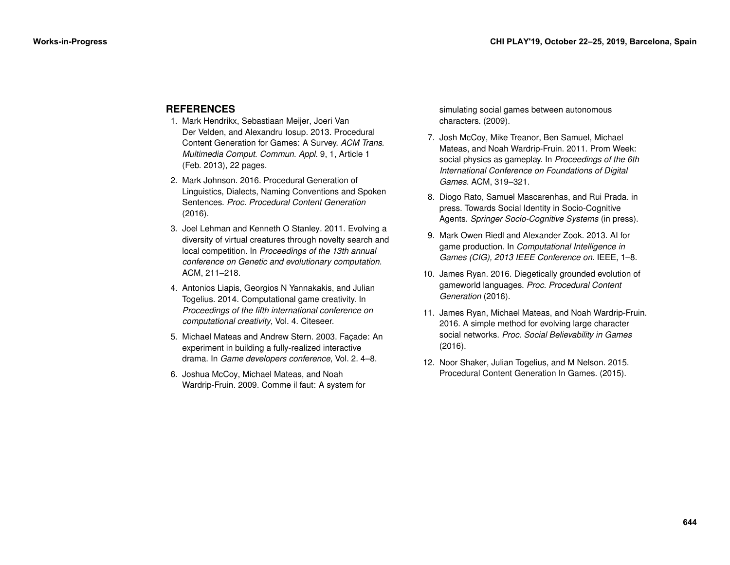## REFERENCES

1. Mark Hendrikx, Sebastiaan Meijer, Joeri Van Der Velden, and Alexandru Iosup. 2013. Procedural Content Generation for Games: A Survey. *ACM Trans. Multimedia Comput. Commun. Appl.* 9, 1, Article 1 (Feb. 2013), 22 pages.
2. Mark Johnson. 2016. Procedural Generation of Linguistics, Dialects, Naming Conventions and Spoken Sentences. *Proc. Procedural Content Generation* (2016).
3. Joel Lehman and Kenneth O Stanley. 2011. Evolving a diversity of virtual creatures through novelty search and local competition. In *Proceedings of the 13th annual conference on Genetic and evolutionary computation*. ACM, 211–218.
4. Antonios Liapis, Georgios N Yannakakis, and Julian Togelius. 2014. Computational game creativity. In *Proceedings of the fifth international conference on computational creativity*, Vol. 4. Citeseer.
5. Michael Mateas and Andrew Stern. 2003. Façade: An experiment in building a fully-realized interactive drama. In *Game developers conference*, Vol. 2. 4–8.
6. Joshua McCoy, Michael Mateas, and Noah Wardrip-Fruin. 2009. Comme il faut: A system for simulating social games between autonomous characters. (2009).
7. Josh McCoy, Mike Treanor, Ben Samuel, Michael Mateas, and Noah Wardrip-Fruin. 2011. Prom Week: social physics as gameplay. In *Proceedings of the 6th International Conference on Foundations of Digital Games*. ACM, 319–321.
8. Diogo Rato, Samuel Mascarenhas, and Rui Prada. in press. Towards Social Identity in Socio-Cognitive Agents. *Springer Socio-Cognitive Systems* (in press).
9. Mark Owen Riedl and Alexander Zook. 2013. AI for game production. In *Computational Intelligence in Games (CIG), 2013 IEEE Conference on*. IEEE, 1–8.
10. James Ryan. 2016. Diegetically grounded evolution of gameworld languages. *Proc. Procedural Content Generation* (2016).
11. James Ryan, Michael Mateas, and Noah Wardrip-Fruin. 2016. A simple method for evolving large character social networks. *Proc. Social Believability in Games* (2016).
12. Noor Shaker, Julian Togelius, and M Nelson. 2015. Procedural Content Generation In Games. (2015).